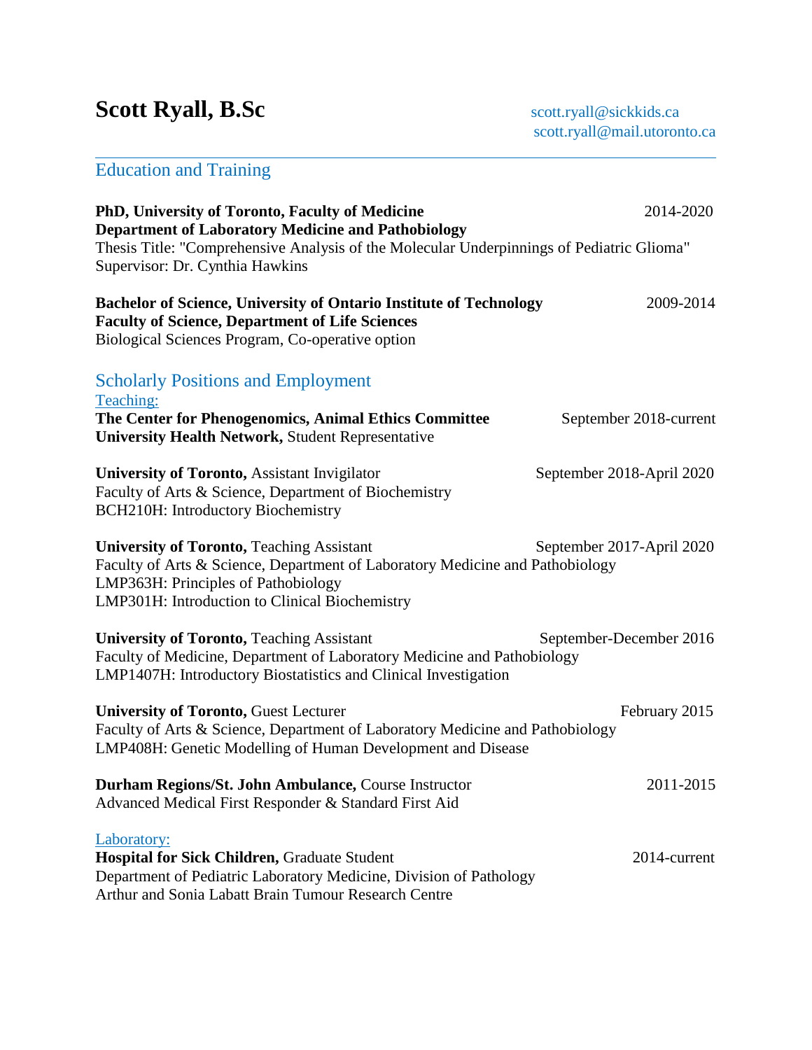# Scott Ryall, B.Sc

scott.ryall@sickkids.ca
scott.ryall@mail.utoronto.ca

## Education and Training

**PhD, University of Toronto, Faculty of Medicine** 2014-2020
**Department of Laboratory Medicine and Pathobiology**
Thesis Title: "Comprehensive Analysis of the Molecular Underpinnings of Pediatric Glioma"
Supervisor: Dr. Cynthia Hawkins

**Bachelor of Science, University of Ontario Institute of Technology** 2009-2014
**Faculty of Science, Department of Life Sciences**
Biological Sciences Program, Co-operative option

## Scholarly Positions and Employment

### Teaching:

**The Center for Phenogenomics, Animal Ethics Committee** September 2018-current
**University Health Network,** Student Representative

**University of Toronto,** Assistant Invigilator September 2018-April 2020
Faculty of Arts & Science, Department of Biochemistry
BCH210H: Introductory Biochemistry

**University of Toronto,** Teaching Assistant September 2017-April 2020
Faculty of Arts & Science, Department of Laboratory Medicine and Pathobiology
LMP363H: Principles of Pathobiology
LMP301H: Introduction to Clinical Biochemistry

**University of Toronto,** Teaching Assistant September-December 2016
Faculty of Medicine, Department of Laboratory Medicine and Pathobiology
LMP1407H: Introductory Biostatistics and Clinical Investigation

**University of Toronto,** Guest Lecturer February 2015
Faculty of Arts & Science, Department of Laboratory Medicine and Pathobiology
LMP408H: Genetic Modelling of Human Development and Disease

**Durham Regions/St. John Ambulance,** Course Instructor 2011-2015
Advanced Medical First Responder & Standard First Aid

### Laboratory:

**Hospital for Sick Children,** Graduate Student 2014-current
Department of Pediatric Laboratory Medicine, Division of Pathology
Arthur and Sonia Labatt Brain Tumour Research Centre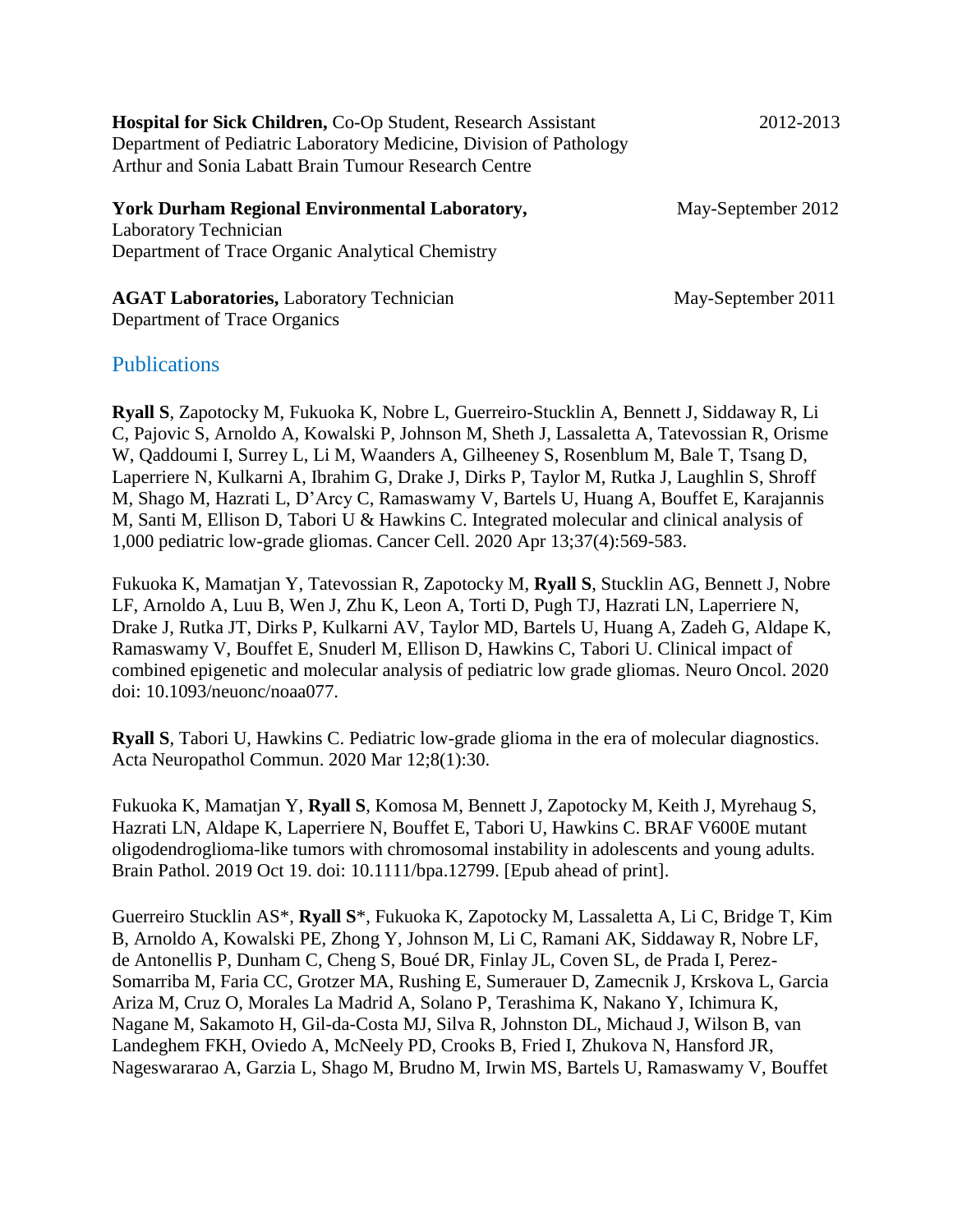**Hospital for Sick Children,** Co-Op Student, Research Assistant 2012-2013
Department of Pediatric Laboratory Medicine, Division of Pathology
Arthur and Sonia Labatt Brain Tumour Research Centre

**York Durham Regional Environmental Laboratory,** May-September 2012
Laboratory Technician
Department of Trace Organic Analytical Chemistry

**AGAT Laboratories,** Laboratory Technician May-September 2011
Department of Trace Organics

## Publications

**Ryall S**, Zapotocky M, Fukuoka K, Nobre L, Guerreiro-Stucklin A, Bennett J, Siddaway R, Li C, Pajovic S, Arnoldo A, Kowalski P, Johnson M, Sheth J, Lassaletta A, Tatevossian R, Orisme W, Qaddoumi I, Surrey L, Li M, Waanders A, Gilheeney S, Rosenblum M, Bale T, Tsang D, Laperriere N, Kulkarni A, Ibrahim G, Drake J, Dirks P, Taylor M, Rutka J, Laughlin S, Shroff M, Shago M, Hazrati L, D'Arcy C, Ramaswamy V, Bartels U, Huang A, Bouffet E, Karajannis M, Santi M, Ellison D, Tabori U & Hawkins C. Integrated molecular and clinical analysis of 1,000 pediatric low-grade gliomas. Cancer Cell. 2020 Apr 13;37(4):569-583.

Fukuoka K, Mamatjan Y, Tatevossian R, Zapotocky M, **Ryall S**, Stucklin AG, Bennett J, Nobre LF, Arnoldo A, Luu B, Wen J, Zhu K, Leon A, Torti D, Pugh TJ, Hazrati LN, Laperriere N, Drake J, Rutka JT, Dirks P, Kulkarni AV, Taylor MD, Bartels U, Huang A, Zadeh G, Aldape K, Ramaswamy V, Bouffet E, Snuderl M, Ellison D, Hawkins C, Tabori U. Clinical impact of combined epigenetic and molecular analysis of pediatric low grade gliomas. Neuro Oncol. 2020 doi: 10.1093/neuonc/noaa077.

**Ryall S**, Tabori U, Hawkins C. Pediatric low-grade glioma in the era of molecular diagnostics. Acta Neuropathol Commun. 2020 Mar 12;8(1):30.

Fukuoka K, Mamatjan Y, **Ryall S**, Komosa M, Bennett J, Zapotocky M, Keith J, Myrehaug S, Hazrati LN, Aldape K, Laperriere N, Bouffet E, Tabori U, Hawkins C. BRAF V600E mutant oligodendroglioma-like tumors with chromosomal instability in adolescents and young adults. Brain Pathol. 2019 Oct 19. doi: 10.1111/bpa.12799. [Epub ahead of print].

Guerreiro Stucklin AS*, **Ryall S***, Fukuoka K, Zapotocky M, Lassaletta A, Li C, Bridge T, Kim B, Arnoldo A, Kowalski PE, Zhong Y, Johnson M, Li C, Ramani AK, Siddaway R, Nobre LF, de Antonellis P, Dunham C, Cheng S, Boué DR, Finlay JL, Coven SL, de Prada I, Perez-Somarriba M, Faria CC, Grotzer MA, Rushing E, Sumerauer D, Zamecnik J, Krskova L, Garcia Ariza M, Cruz O, Morales La Madrid A, Solano P, Terashima K, Nakano Y, Ichimura K, Nagane M, Sakamoto H, Gil-da-Costa MJ, Silva R, Johnston DL, Michaud J, Wilson B, van Landeghem FKH, Oviedo A, McNeely PD, Crooks B, Fried I, Zhukova N, Hansford JR, Nageswararao A, Garzia L, Shago M, Brudno M, Irwin MS, Bartels U, Ramaswamy V, Bouffet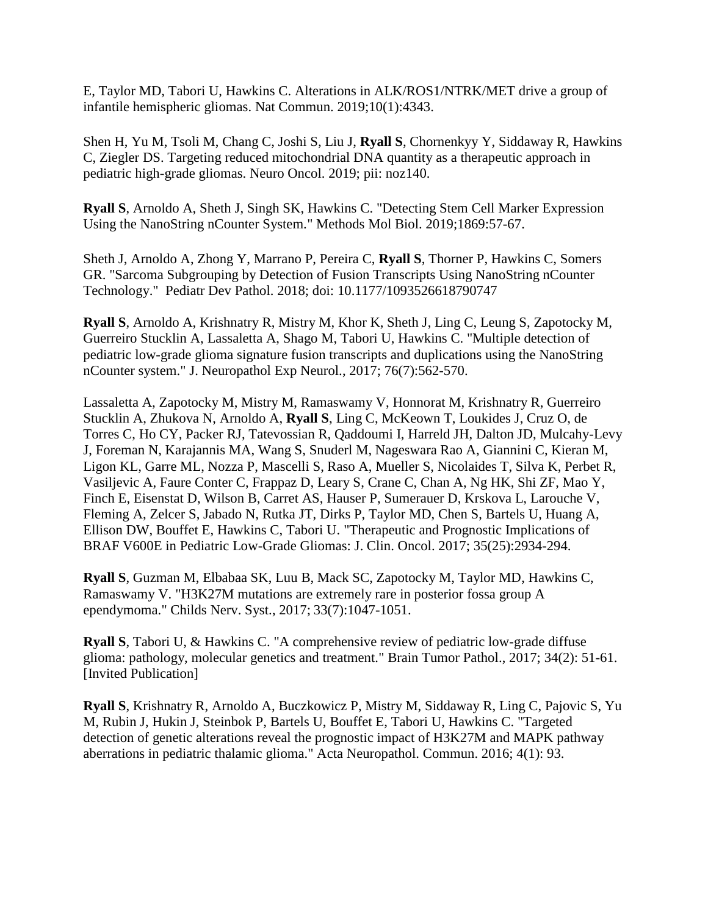E, Taylor MD, Tabori U, Hawkins C. Alterations in ALK/ROS1/NTRK/MET drive a group of infantile hemispheric gliomas. Nat Commun. 2019;10(1):4343.

Shen H, Yu M, Tsoli M, Chang C, Joshi S, Liu J, **Ryall S**, Chornenkyy Y, Siddaway R, Hawkins C, Ziegler DS. Targeting reduced mitochondrial DNA quantity as a therapeutic approach in pediatric high-grade gliomas. Neuro Oncol. 2019; pii: noz140.

**Ryall S**, Arnoldo A, Sheth J, Singh SK, Hawkins C. "Detecting Stem Cell Marker Expression Using the NanoString nCounter System." Methods Mol Biol. 2019;1869:57-67.

Sheth J, Arnoldo A, Zhong Y, Marrano P, Pereira C, **Ryall S**, Thorner P, Hawkins C, Somers GR. "Sarcoma Subgrouping by Detection of Fusion Transcripts Using NanoString nCounter Technology." Pediatr Dev Pathol. 2018; doi: 10.1177/1093526618790747

**Ryall S**, Arnoldo A, Krishnatry R, Mistry M, Khor K, Sheth J, Ling C, Leung S, Zapotocky M, Guerreiro Stucklin A, Lassaletta A, Shago M, Tabori U, Hawkins C. "Multiple detection of pediatric low-grade glioma signature fusion transcripts and duplications using the NanoString nCounter system." J. Neuropathol Exp Neurol., 2017; 76(7):562-570.

Lassaletta A, Zapotocky M, Mistry M, Ramaswamy V, Honnorat M, Krishnatry R, Guerreiro Stucklin A, Zhukova N, Arnoldo A, **Ryall S**, Ling C, McKeown T, Loukides J, Cruz O, de Torres C, Ho CY, Packer RJ, Tatevossian R, Qaddoumi I, Harreld JH, Dalton JD, Mulcahy-Levy J, Foreman N, Karajannis MA, Wang S, Snuderl M, Nageswara Rao A, Giannini C, Kieran M, Ligon KL, Garre ML, Nozza P, Mascelli S, Raso A, Mueller S, Nicolaides T, Silva K, Perbet R, Vasiljevic A, Faure Conter C, Frappaz D, Leary S, Crane C, Chan A, Ng HK, Shi ZF, Mao Y, Finch E, Eisenstat D, Wilson B, Carret AS, Hauser P, Sumerauer D, Krskova L, Larouche V, Fleming A, Zelcer S, Jabado N, Rutka JT, Dirks P, Taylor MD, Chen S, Bartels U, Huang A, Ellison DW, Bouffet E, Hawkins C, Tabori U. "Therapeutic and Prognostic Implications of BRAF V600E in Pediatric Low-Grade Gliomas: J. Clin. Oncol. 2017; 35(25):2934-294.

**Ryall S**, Guzman M, Elbabaa SK, Luu B, Mack SC, Zapotocky M, Taylor MD, Hawkins C, Ramaswamy V. "H3K27M mutations are extremely rare in posterior fossa group A ependymoma." Childs Nerv. Syst., 2017; 33(7):1047-1051.

**Ryall S**, Tabori U, & Hawkins C. "A comprehensive review of pediatric low-grade diffuse glioma: pathology, molecular genetics and treatment." Brain Tumor Pathol., 2017; 34(2): 51-61. [Invited Publication]

**Ryall S**, Krishnatry R, Arnoldo A, Buczkowicz P, Mistry M, Siddaway R, Ling C, Pajovic S, Yu M, Rubin J, Hukin J, Steinbok P, Bartels U, Bouffet E, Tabori U, Hawkins C. "Targeted detection of genetic alterations reveal the prognostic impact of H3K27M and MAPK pathway aberrations in pediatric thalamic glioma." Acta Neuropathol. Commun. 2016; 4(1): 93.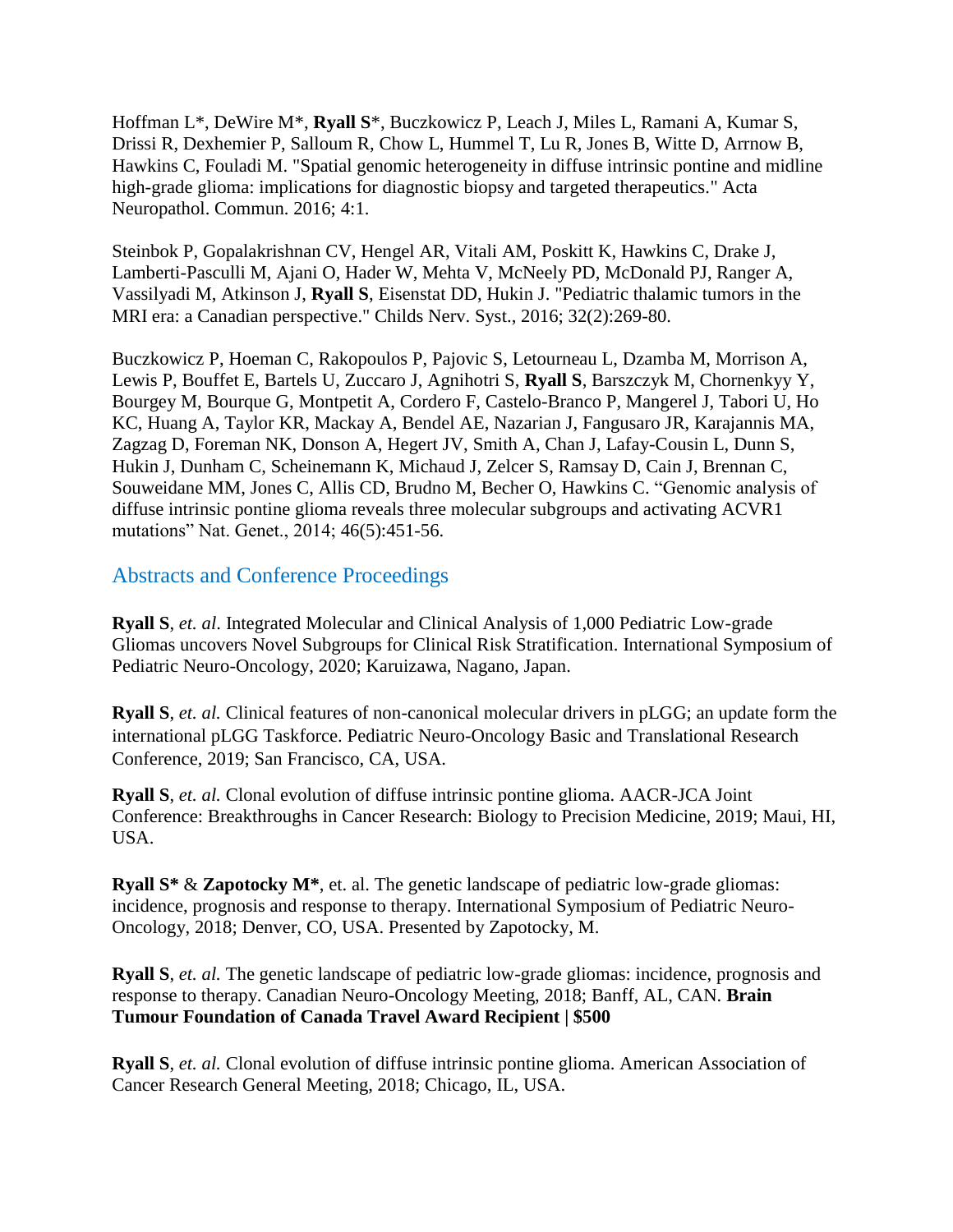Hoffman L*, DeWire M*, **Ryall S***, Buczkowicz P, Leach J, Miles L, Ramani A, Kumar S, Drissi R, Dexhemier P, Salloum R, Chow L, Hummel T, Lu R, Jones B, Witte D, Arrnow B, Hawkins C, Fouladi M. "Spatial genomic heterogeneity in diffuse intrinsic pontine and midline high-grade glioma: implications for diagnostic biopsy and targeted therapeutics." Acta Neuropathol. Commun. 2016; 4:1.

Steinbok P, Gopalakrishnan CV, Hengel AR, Vitali AM, Poskitt K, Hawkins C, Drake J, Lamberti-Pasculli M, Ajani O, Hader W, Mehta V, McNeely PD, McDonald PJ, Ranger A, Vassilyadi M, Atkinson J, **Ryall S**, Eisenstat DD, Hukin J. "Pediatric thalamic tumors in the MRI era: a Canadian perspective." Childs Nerv. Syst., 2016; 32(2):269-80.

Buczkowicz P, Hoeman C, Rakopoulos P, Pajovic S, Letourneau L, Dzamba M, Morrison A, Lewis P, Bouffet E, Bartels U, Zuccaro J, Agnihotri S, **Ryall S**, Barszczyk M, Chornenkyy Y, Bourgey M, Bourque G, Montpetit A, Cordero F, Castelo-Branco P, Mangerel J, Tabori U, Ho KC, Huang A, Taylor KR, Mackay A, Bendel AE, Nazarian J, Fangusaro JR, Karajannis MA, Zagzag D, Foreman NK, Donson A, Hegert JV, Smith A, Chan J, Lafay-Cousin L, Dunn S, Hukin J, Dunham C, Scheinemann K, Michaud J, Zelcer S, Ramsay D, Cain J, Brennan C, Souweidane MM, Jones C, Allis CD, Brudno M, Becher O, Hawkins C. "Genomic analysis of diffuse intrinsic pontine glioma reveals three molecular subgroups and activating ACVR1 mutations" Nat. Genet., 2014; 46(5):451-56.

## Abstracts and Conference Proceedings

**Ryall S**, *et. al*. Integrated Molecular and Clinical Analysis of 1,000 Pediatric Low-grade Gliomas uncovers Novel Subgroups for Clinical Risk Stratification. International Symposium of Pediatric Neuro-Oncology, 2020; Karuizawa, Nagano, Japan.

**Ryall S**, *et. al.* Clinical features of non-canonical molecular drivers in pLGG; an update form the international pLGG Taskforce. Pediatric Neuro-Oncology Basic and Translational Research Conference, 2019; San Francisco, CA, USA.

**Ryall S**, *et. al.* Clonal evolution of diffuse intrinsic pontine glioma. AACR-JCA Joint Conference: Breakthroughs in Cancer Research: Biology to Precision Medicine, 2019; Maui, HI, USA.

**Ryall S*** & **Zapotocky M***, et. al. The genetic landscape of pediatric low-grade gliomas: incidence, prognosis and response to therapy. International Symposium of Pediatric Neuro-Oncology, 2018; Denver, CO, USA. Presented by Zapotocky, M.

**Ryall S**, *et. al.* The genetic landscape of pediatric low-grade gliomas: incidence, prognosis and response to therapy. Canadian Neuro-Oncology Meeting, 2018; Banff, AL, CAN. **Brain Tumour Foundation of Canada Travel Award Recipient | $500**

**Ryall S**, *et. al.* Clonal evolution of diffuse intrinsic pontine glioma. American Association of Cancer Research General Meeting, 2018; Chicago, IL, USA.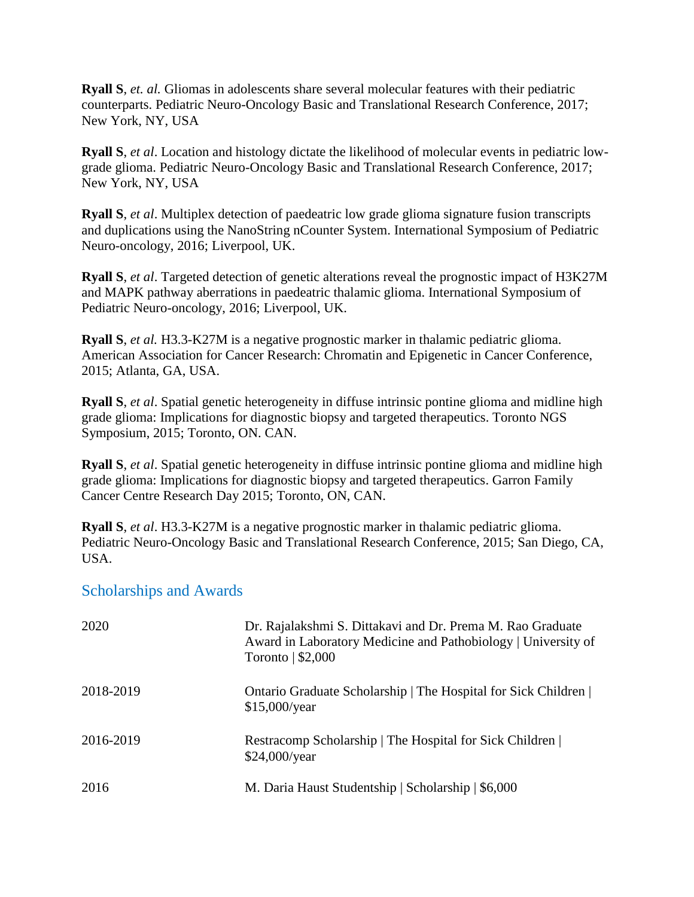**Ryall S**, *et. al.* Gliomas in adolescents share several molecular features with their pediatric counterparts. Pediatric Neuro-Oncology Basic and Translational Research Conference, 2017; New York, NY, USA

**Ryall S**, *et al*. Location and histology dictate the likelihood of molecular events in pediatric low-grade glioma. Pediatric Neuro-Oncology Basic and Translational Research Conference, 2017; New York, NY, USA

**Ryall S**, *et al*. Multiplex detection of paedeatric low grade glioma signature fusion transcripts and duplications using the NanoString nCounter System. International Symposium of Pediatric Neuro-oncology, 2016; Liverpool, UK.

**Ryall S**, *et al*. Targeted detection of genetic alterations reveal the prognostic impact of H3K27M and MAPK pathway aberrations in paedeatric thalamic glioma. International Symposium of Pediatric Neuro-oncology, 2016; Liverpool, UK.

**Ryall S**, *et al.* H3.3-K27M is a negative prognostic marker in thalamic pediatric glioma. American Association for Cancer Research: Chromatin and Epigenetic in Cancer Conference, 2015; Atlanta, GA, USA.

**Ryall S**, *et al*. Spatial genetic heterogeneity in diffuse intrinsic pontine glioma and midline high grade glioma: Implications for diagnostic biopsy and targeted therapeutics. Toronto NGS Symposium, 2015; Toronto, ON. CAN.

**Ryall S**, *et al*. Spatial genetic heterogeneity in diffuse intrinsic pontine glioma and midline high grade glioma: Implications for diagnostic biopsy and targeted therapeutics. Garron Family Cancer Centre Research Day 2015; Toronto, ON, CAN.

**Ryall S**, *et al*. H3.3-K27M is a negative prognostic marker in thalamic pediatric glioma. Pediatric Neuro-Oncology Basic and Translational Research Conference, 2015; San Diego, CA, USA.

## Scholarships and Awards

| | |
|---|---|
| 2020 | Dr. Rajalakshmi S. Dittakavi and Dr. Prema M. Rao Graduate Award in Laboratory Medicine and Pathobiology \| University of Toronto \| $2,000 |
| 2018-2019 | Ontario Graduate Scholarship \| The Hospital for Sick Children \| $15,000/year |
| 2016-2019 | Restracomp Scholarship \| The Hospital for Sick Children \| $24,000/year |
| 2016 | M. Daria Haust Studentship \| Scholarship \| $6,000 |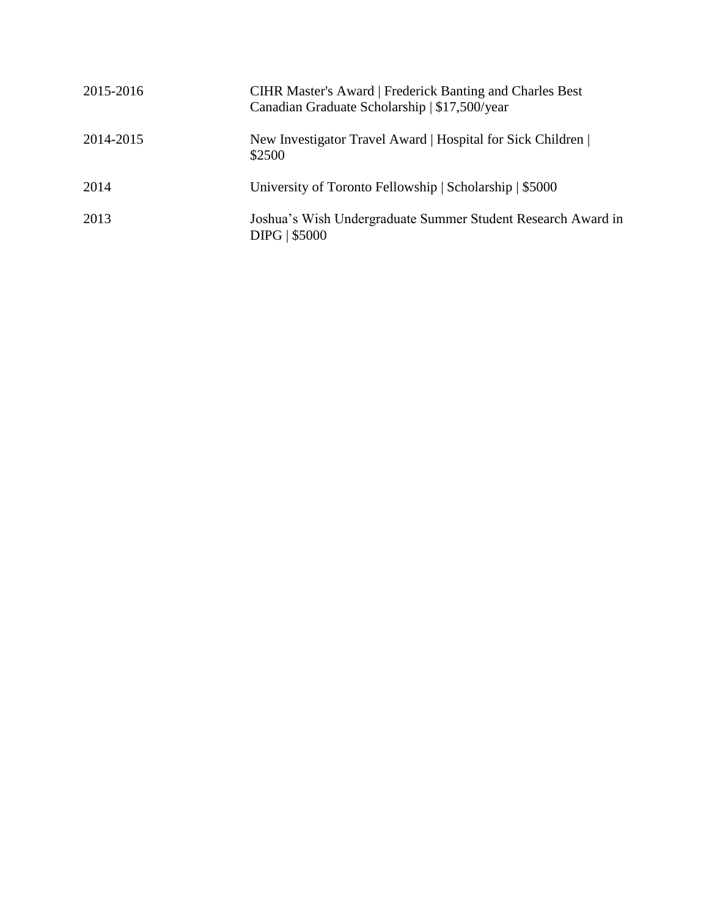| | |
|---|---|
| 2015-2016 | CIHR Master's Award \| Frederick Banting and Charles Best Canadian Graduate Scholarship \| $17,500/year |
| 2014-2015 | New Investigator Travel Award \| Hospital for Sick Children \| $2500 |
| 2014 | University of Toronto Fellowship \| Scholarship \| $5000 |
| 2013 | Joshua's Wish Undergraduate Summer Student Research Award in DIPG \| $5000 |